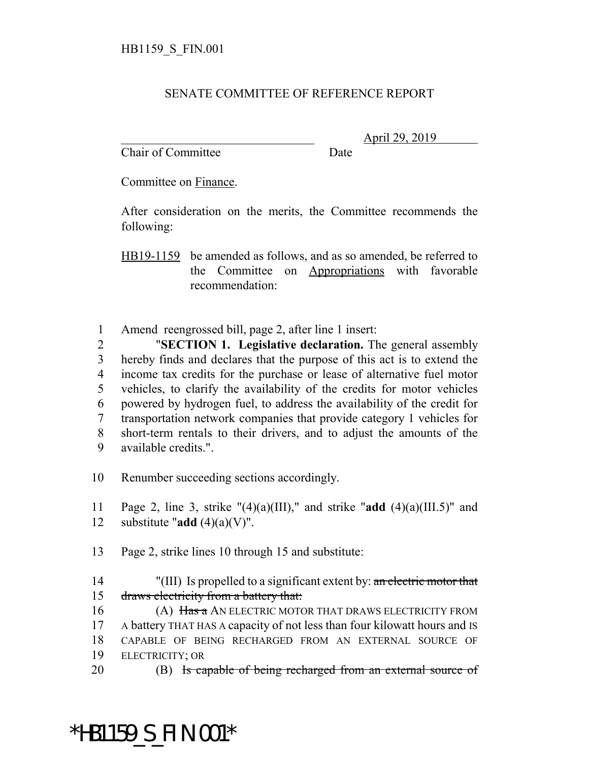HB1159_S_FIN.001

SENATE COMMITTEE OF REFERENCE REPORT

________________________________ April 29, 2019
Chair of Committee Date

Committee on Finance.

After consideration on the merits, the Committee recommends the following:

HB19-1159 be amended as follows, and as so amended, be referred to the Committee on Appropriations with favorable recommendation:

1 Amend reengrossed bill, page 2, after line 1 insert:
2 "**SECTION 1. Legislative declaration.** The general assembly
3 hereby finds and declares that the purpose of this act is to extend the
4 income tax credits for the purchase or lease of alternative fuel motor
5 vehicles, to clarify the availability of the credits for motor vehicles
6 powered by hydrogen fuel, to address the availability of the credit for
7 transportation network companies that provide category 1 vehicles for
8 short-term rentals to their drivers, and to adjust the amounts of the
9 available credits.".

10 Renumber succeeding sections accordingly.

11 Page 2, line 3, strike "(4)(a)(III)," and strike "**add** (4)(a)(III.5)" and
12 substitute "**add** (4)(a)(V)".

13 Page 2, strike lines 10 through 15 and substitute:

14 "(III) Is propelled to a significant extent by: ~~an electric motor that~~
15 ~~draws electricity from a battery that:~~
16 (A) ~~Has a~~ AN ELECTRIC MOTOR THAT DRAWS ELECTRICITY FROM
17 A battery THAT HAS A capacity of not less than four kilowatt hours and IS
18 CAPABLE OF BEING RECHARGED FROM AN EXTERNAL SOURCE OF
19 ELECTRICITY; OR
20 (B) ~~Is capable of being recharged from an external source of~~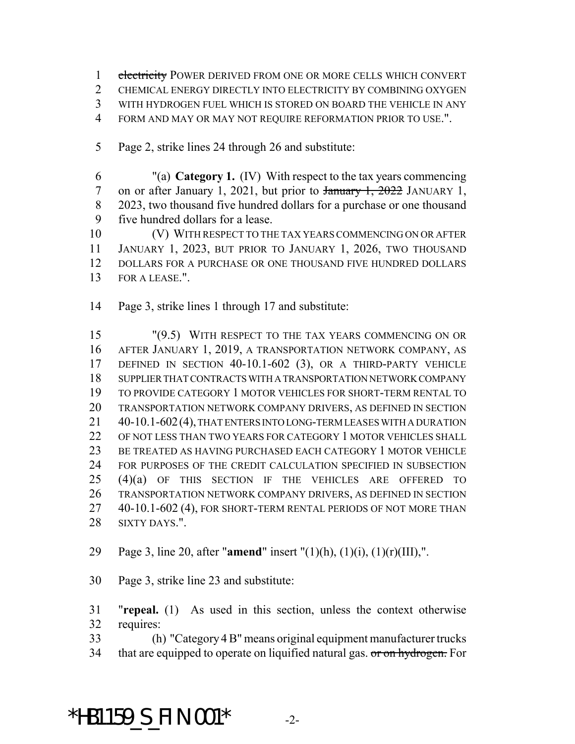1 ~~electricity~~ POWER DERIVED FROM ONE OR MORE CELLS WHICH CONVERT
2 CHEMICAL ENERGY DIRECTLY INTO ELECTRICITY BY COMBINING OXYGEN
3 WITH HYDROGEN FUEL WHICH IS STORED ON BOARD THE VEHICLE IN ANY
4 FORM AND MAY OR MAY NOT REQUIRE REFORMATION PRIOR TO USE.".

5 Page 2, strike lines 24 through 26 and substitute:

6 "(a) **Category 1.** (IV) With respect to the tax years commencing
7 on or after January 1, 2021, but prior to ~~January 1, 2022~~ JANUARY 1,
8 2023, two thousand five hundred dollars for a purchase or one thousand
9 five hundred dollars for a lease.

10 (V) WITH RESPECT TO THE TAX YEARS COMMENCING ON OR AFTER
11 JANUARY 1, 2023, BUT PRIOR TO JANUARY 1, 2026, TWO THOUSAND
12 DOLLARS FOR A PURCHASE OR ONE THOUSAND FIVE HUNDRED DOLLARS
13 FOR A LEASE.".

14 Page 3, strike lines 1 through 17 and substitute:

15 "(9.5) WITH RESPECT TO THE TAX YEARS COMMENCING ON OR
16 AFTER JANUARY 1, 2019, A TRANSPORTATION NETWORK COMPANY, AS
17 DEFINED IN SECTION 40-10.1-602 (3), OR A THIRD-PARTY VEHICLE
18 SUPPLIER THAT CONTRACTS WITH A TRANSPORTATION NETWORK COMPANY
19 TO PROVIDE CATEGORY 1 MOTOR VEHICLES FOR SHORT-TERM RENTAL TO
20 TRANSPORTATION NETWORK COMPANY DRIVERS, AS DEFINED IN SECTION
21 40-10.1-602 (4), THAT ENTERS INTO LONG-TERM LEASES WITH A DURATION
22 OF NOT LESS THAN TWO YEARS FOR CATEGORY 1 MOTOR VEHICLES SHALL
23 BE TREATED AS HAVING PURCHASED EACH CATEGORY 1 MOTOR VEHICLE
24 FOR PURPOSES OF THE CREDIT CALCULATION SPECIFIED IN SUBSECTION
25 (4)(a) OF THIS SECTION IF THE VEHICLES ARE OFFERED TO
26 TRANSPORTATION NETWORK COMPANY DRIVERS, AS DEFINED IN SECTION
27 40-10.1-602 (4), FOR SHORT-TERM RENTAL PERIODS OF NOT MORE THAN
28 SIXTY DAYS.".

29 Page 3, line 20, after "**amend**" insert "(1)(h), (1)(i), (1)(r)(III),".

30 Page 3, strike line 23 and substitute:

31 "**repeal.** (1) As used in this section, unless the context otherwise
32 requires:

33 (h) "Category 4 B" means original equipment manufacturer trucks
34 that are equipped to operate on liquified natural gas. ~~or on hydrogen.~~ For

*HB1159_S_FIN.001*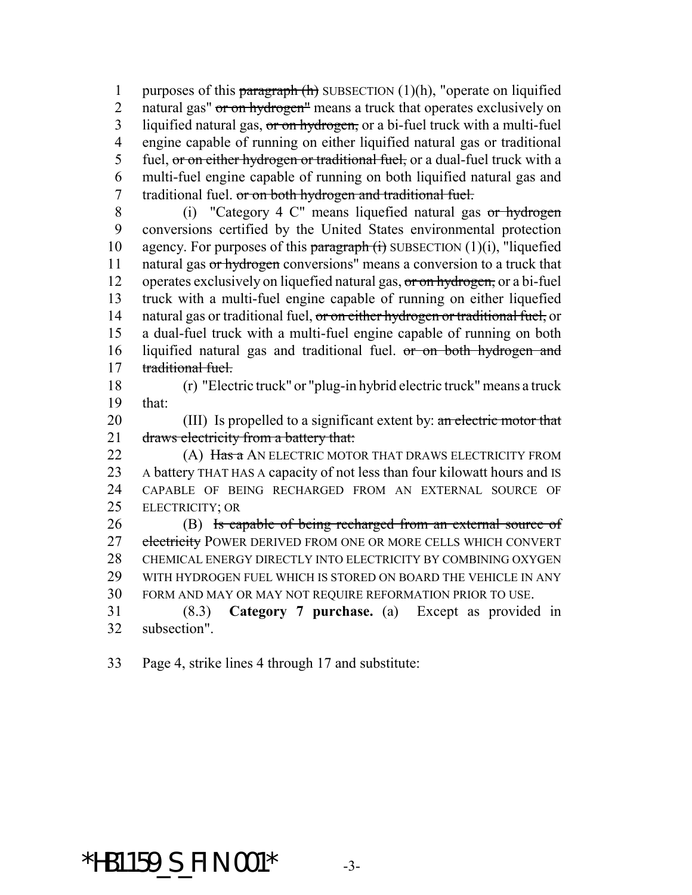purposes of this ~~paragraph (h)~~ SUBSECTION (1)(h), "operate on liquified natural gas" ~~or on hydrogen"~~ means a truck that operates exclusively on liquified natural gas, ~~or on hydrogen,~~ or a bi-fuel truck with a multi-fuel engine capable of running on either liquified natural gas or traditional fuel, ~~or on either hydrogen or traditional fuel,~~ or a dual-fuel truck with a multi-fuel engine capable of running on both liquified natural gas and traditional fuel. ~~or on both hydrogen and traditional fuel.~~

(i) "Category 4 C" means liquefied natural gas ~~or hydrogen~~ conversions certified by the United States environmental protection agency. For purposes of this ~~paragraph (i)~~ SUBSECTION (1)(i), "liquefied natural gas ~~or hydrogen~~ conversions" means a conversion to a truck that operates exclusively on liquefied natural gas, ~~or on hydrogen,~~ or a bi-fuel truck with a multi-fuel engine capable of running on either liquefied natural gas or traditional fuel, ~~or on either hydrogen or traditional fuel,~~ or a dual-fuel truck with a multi-fuel engine capable of running on both liquified natural gas and traditional fuel. ~~or on both hydrogen and traditional fuel.~~

(r) "Electric truck" or "plug-in hybrid electric truck" means a truck that:

(III) Is propelled to a significant extent by: ~~an electric motor that draws electricity from a battery that:~~

(A) ~~Has a~~ AN ELECTRIC MOTOR THAT DRAWS ELECTRICITY FROM A battery THAT HAS A capacity of not less than four kilowatt hours and IS CAPABLE OF BEING RECHARGED FROM AN EXTERNAL SOURCE OF ELECTRICITY; OR

(B) ~~Is capable of being recharged from an external source of electricity~~ POWER DERIVED FROM ONE OR MORE CELLS WHICH CONVERT CHEMICAL ENERGY DIRECTLY INTO ELECTRICITY BY COMBINING OXYGEN WITH HYDROGEN FUEL WHICH IS STORED ON BOARD THE VEHICLE IN ANY FORM AND MAY OR MAY NOT REQUIRE REFORMATION PRIOR TO USE.

(8.3) **Category 7 purchase.** (a) Except as provided in subsection".

Page 4, strike lines 4 through 17 and substitute:

*HB1159_S_FIN.001*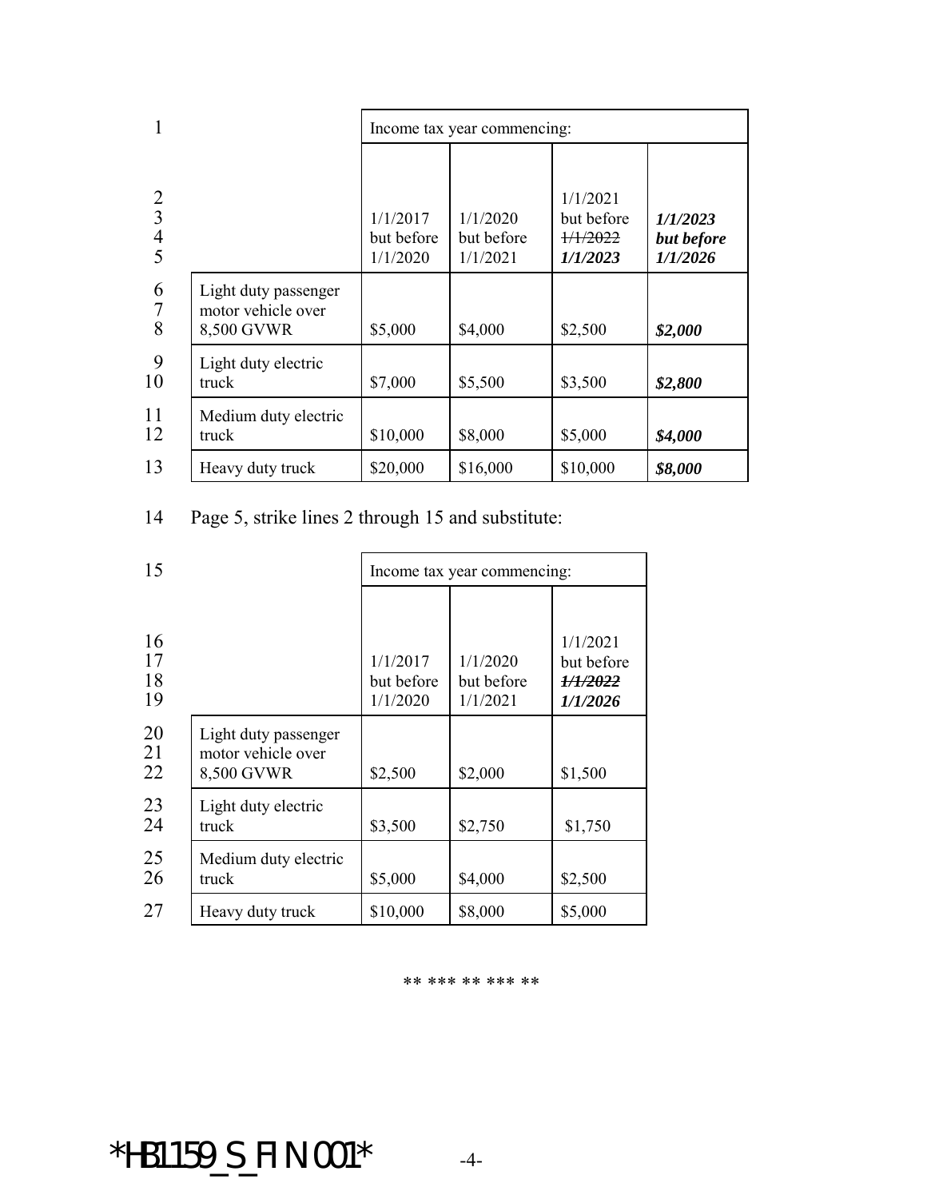| | Income tax year commencing: | | | |
|---|---|---|---|---|
| | 1/1/2017 but before 1/1/2020 | 1/1/2020 but before 1/1/2021 | 1/1/2021 but before ~~1/1/2022~~ ***1/1/2023*** | ***1/1/2023 but before 1/1/2026*** |
| Light duty passenger motor vehicle over 8,500 GVWR | $5,000 | $4,000 | $2,500 | ***$2,000*** |
| Light duty electric truck | $7,000 | $5,500 | $3,500 | ***$2,800*** |
| Medium duty electric truck | $10,000 | $8,000 | $5,000 | ***$4,000*** |
| Heavy duty truck | $20,000 | $16,000 | $10,000 | ***$8,000*** |

Page 5, strike lines 2 through 15 and substitute:

| | Income tax year commencing: | | |
|---|---|---|---|
| | 1/1/2017 but before 1/1/2020 | 1/1/2020 but before 1/1/2021 | 1/1/2021 but before ~~***1/1/2022***~~ ***1/1/2026*** |
| Light duty passenger motor vehicle over 8,500 GVWR | $2,500 | $2,000 | $1,500 |
| Light duty electric truck | $3,500 | $2,750 | $1,750 |
| Medium duty electric truck | $5,000 | $4,000 | $2,500 |
| Heavy duty truck | $10,000 | $8,000 | $5,000 |

** *** ** *** **

*HB1159_S_FIN001*